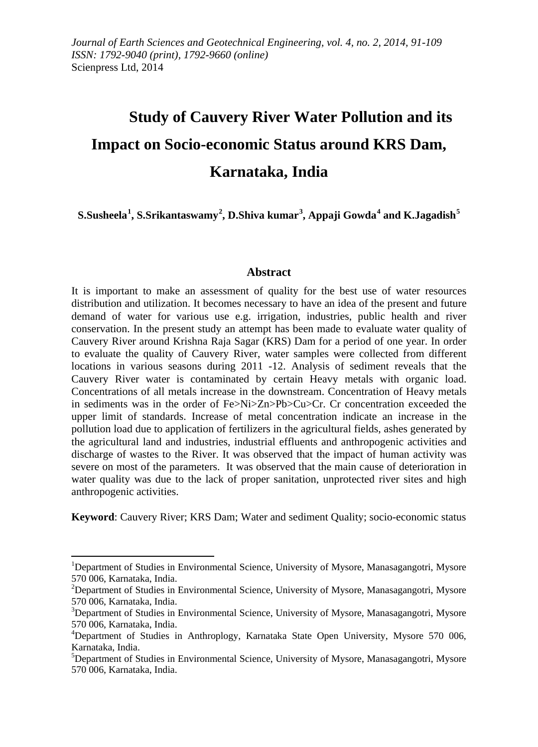*Journal of Earth Sciences and Geotechnical Engineering, vol. 4, no. 2, 2014, 91-109*
*ISSN: 1792-9040 (print), 1792-9660 (online)*
Scienpress Ltd, 2014

# Study of Cauvery River Water Pollution and its Impact on Socio-economic Status around KRS Dam, Karnataka, India

**S.Susheela[1], S.Srikantaswamy[2], D.Shiva kumar[3], Appaji Gowda[4] and K.Jagadish[5]**

## Abstract

It is important to make an assessment of quality for the best use of water resources distribution and utilization. It becomes necessary to have an idea of the present and future demand of water for various use e.g. irrigation, industries, public health and river conservation. In the present study an attempt has been made to evaluate water quality of Cauvery River around Krishna Raja Sagar (KRS) Dam for a period of one year. In order to evaluate the quality of Cauvery River, water samples were collected from different locations in various seasons during 2011 -12. Analysis of sediment reveals that the Cauvery River water is contaminated by certain Heavy metals with organic load. Concentrations of all metals increase in the downstream. Concentration of Heavy metals in sediments was in the order of Fe>Ni>Zn>Pb>Cu>Cr. Cr concentration exceeded the upper limit of standards. Increase of metal concentration indicate an increase in the pollution load due to application of fertilizers in the agricultural fields, ashes generated by the agricultural land and industries, industrial effluents and anthropogenic activities and discharge of wastes to the River. It was observed that the impact of human activity was severe on most of the parameters. It was observed that the main cause of deterioration in water quality was due to the lack of proper sanitation, unprotected river sites and high anthropogenic activities.

**Keyword**: Cauvery River; KRS Dam; Water and sediment Quality; socio-economic status

---

[1]Department of Studies in Environmental Science, University of Mysore, Manasagangotri, Mysore 570 006, Karnataka, India.
[2]Department of Studies in Environmental Science, University of Mysore, Manasagangotri, Mysore 570 006, Karnataka, India.
[3]Department of Studies in Environmental Science, University of Mysore, Manasagangotri, Mysore 570 006, Karnataka, India.
[4]Department of Studies in Anthroplogy, Karnataka State Open University, Mysore 570 006, Karnataka, India.
[5]Department of Studies in Environmental Science, University of Mysore, Manasagangotri, Mysore 570 006, Karnataka, India.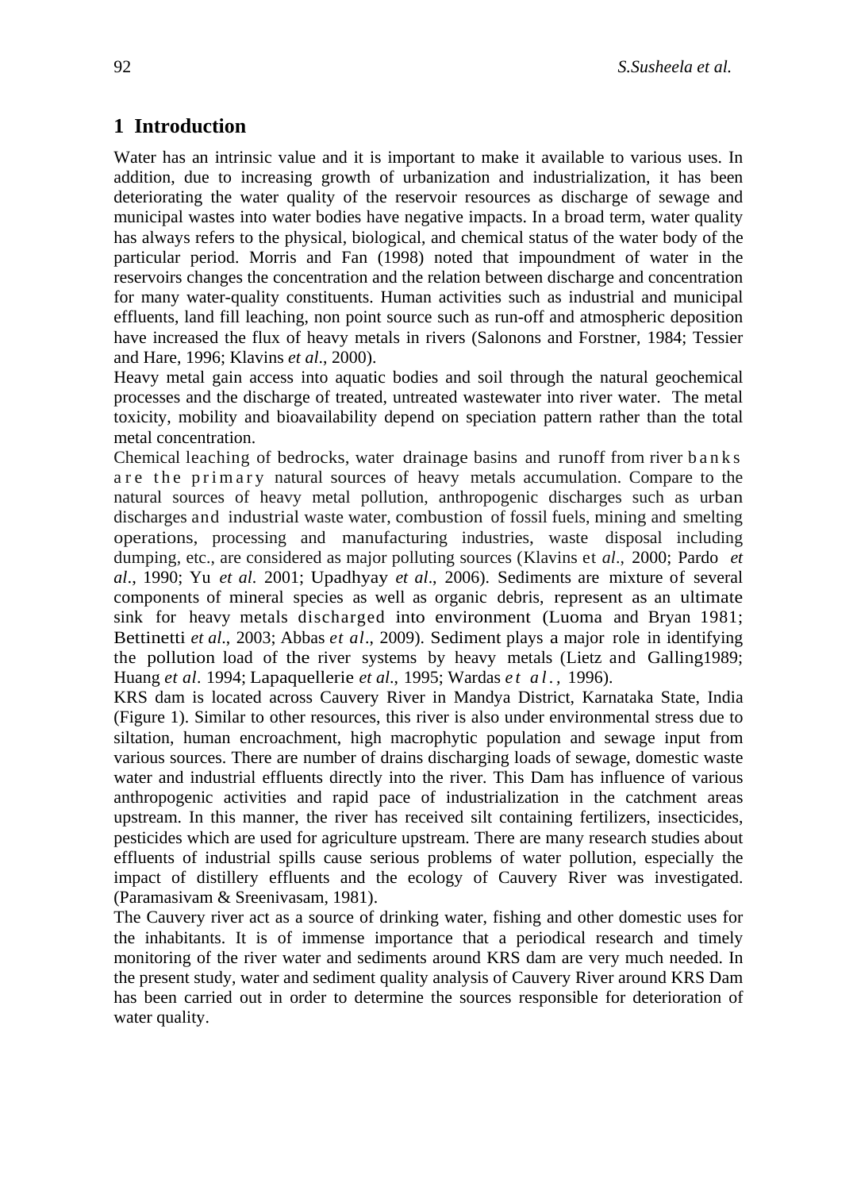## 1 Introduction

Water has an intrinsic value and it is important to make it available to various uses. In addition, due to increasing growth of urbanization and industrialization, it has been deteriorating the water quality of the reservoir resources as discharge of sewage and municipal wastes into water bodies have negative impacts. In a broad term, water quality has always refers to the physical, biological, and chemical status of the water body of the particular period. Morris and Fan (1998) noted that impoundment of water in the reservoirs changes the concentration and the relation between discharge and concentration for many water-quality constituents. Human activities such as industrial and municipal effluents, land fill leaching, non point source such as run-off and atmospheric deposition have increased the flux of heavy metals in rivers (Salonons and Forstner, 1984; Tessier and Hare, 1996; Klavins *et al*., 2000).

Heavy metal gain access into aquatic bodies and soil through the natural geochemical processes and the discharge of treated, untreated wastewater into river water. The metal toxicity, mobility and bioavailability depend on speciation pattern rather than the total metal concentration.

Chemical leaching of bedrocks, water drainage basins and runoff from river banks are the primary natural sources of heavy metals accumulation. Compare to the natural sources of heavy metal pollution, anthropogenic discharges such as urban discharges and industrial waste water, combustion of fossil fuels, mining and smelting operations, processing and manufacturing industries, waste disposal including dumping, etc., are considered as major polluting sources (Klavins et *al*., 2000; Pardo *et al*., 1990; Yu *et al.* 2001; Upadhyay *et al*., 2006). Sediments are mixture of several components of mineral species as well as organic debris, represent as an ultimate sink for heavy metals discharged into environment (Luoma and Bryan 1981; Bettinetti *et al*., 2003; Abbas *et al*., 2009). Sediment plays a major role in identifying the pollution load of the river systems by heavy metals (Lietz and Galling1989; Huang *et al*. 1994; Lapaquellerie *et al*., 1995; Wardas *et al.*, 1996).

KRS dam is located across Cauvery River in Mandya District, Karnataka State, India (Figure 1). Similar to other resources, this river is also under environmental stress due to siltation, human encroachment, high macrophytic population and sewage input from various sources. There are number of drains discharging loads of sewage, domestic waste water and industrial effluents directly into the river. This Dam has influence of various anthropogenic activities and rapid pace of industrialization in the catchment areas upstream. In this manner, the river has received silt containing fertilizers, insecticides, pesticides which are used for agriculture upstream. There are many research studies about effluents of industrial spills cause serious problems of water pollution, especially the impact of distillery effluents and the ecology of Cauvery River was investigated. (Paramasivam & Sreenivasam, 1981).

The Cauvery river act as a source of drinking water, fishing and other domestic uses for the inhabitants. It is of immense importance that a periodical research and timely monitoring of the river water and sediments around KRS dam are very much needed. In the present study, water and sediment quality analysis of Cauvery River around KRS Dam has been carried out in order to determine the sources responsible for deterioration of water quality.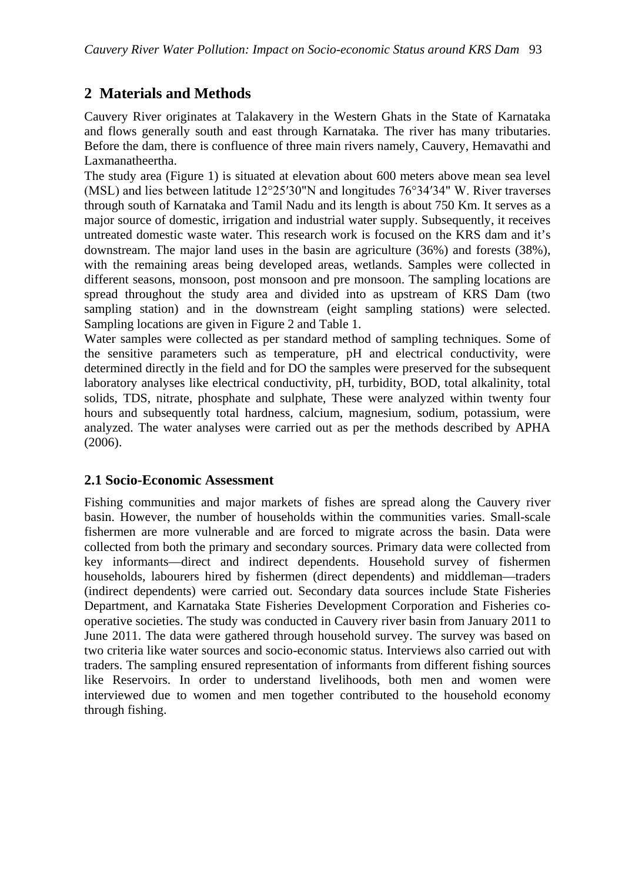## 2 Materials and Methods

Cauvery River originates at Talakavery in the Western Ghats in the State of Karnataka and flows generally south and east through Karnataka. The river has many tributaries. Before the dam, there is confluence of three main rivers namely, Cauvery, Hemavathi and Laxmanatheertha.

The study area (Figure 1) is situated at elevation about 600 meters above mean sea level (MSL) and lies between latitude 12°25′30"N and longitudes 76°34′34" W. River traverses through south of Karnataka and Tamil Nadu and its length is about 750 Km. It serves as a major source of domestic, irrigation and industrial water supply. Subsequently, it receives untreated domestic waste water. This research work is focused on the KRS dam and it's downstream. The major land uses in the basin are agriculture (36%) and forests (38%), with the remaining areas being developed areas, wetlands. Samples were collected in different seasons, monsoon, post monsoon and pre monsoon. The sampling locations are spread throughout the study area and divided into as upstream of KRS Dam (two sampling station) and in the downstream (eight sampling stations) were selected. Sampling locations are given in Figure 2 and Table 1.

Water samples were collected as per standard method of sampling techniques. Some of the sensitive parameters such as temperature, pH and electrical conductivity, were determined directly in the field and for DO the samples were preserved for the subsequent laboratory analyses like electrical conductivity, pH, turbidity, BOD, total alkalinity, total solids, TDS, nitrate, phosphate and sulphate, These were analyzed within twenty four hours and subsequently total hardness, calcium, magnesium, sodium, potassium, were analyzed. The water analyses were carried out as per the methods described by APHA (2006).

### 2.1 Socio-Economic Assessment

Fishing communities and major markets of fishes are spread along the Cauvery river basin. However, the number of households within the communities varies. Small-scale fishermen are more vulnerable and are forced to migrate across the basin. Data were collected from both the primary and secondary sources. Primary data were collected from key informants—direct and indirect dependents. Household survey of fishermen households, labourers hired by fishermen (direct dependents) and middleman—traders (indirect dependents) were carried out. Secondary data sources include State Fisheries Department, and Karnataka State Fisheries Development Corporation and Fisheries co-operative societies. The study was conducted in Cauvery river basin from January 2011 to June 2011. The data were gathered through household survey. The survey was based on two criteria like water sources and socio-economic status. Interviews also carried out with traders. The sampling ensured representation of informants from different fishing sources like Reservoirs. In order to understand livelihoods, both men and women were interviewed due to women and men together contributed to the household economy through fishing.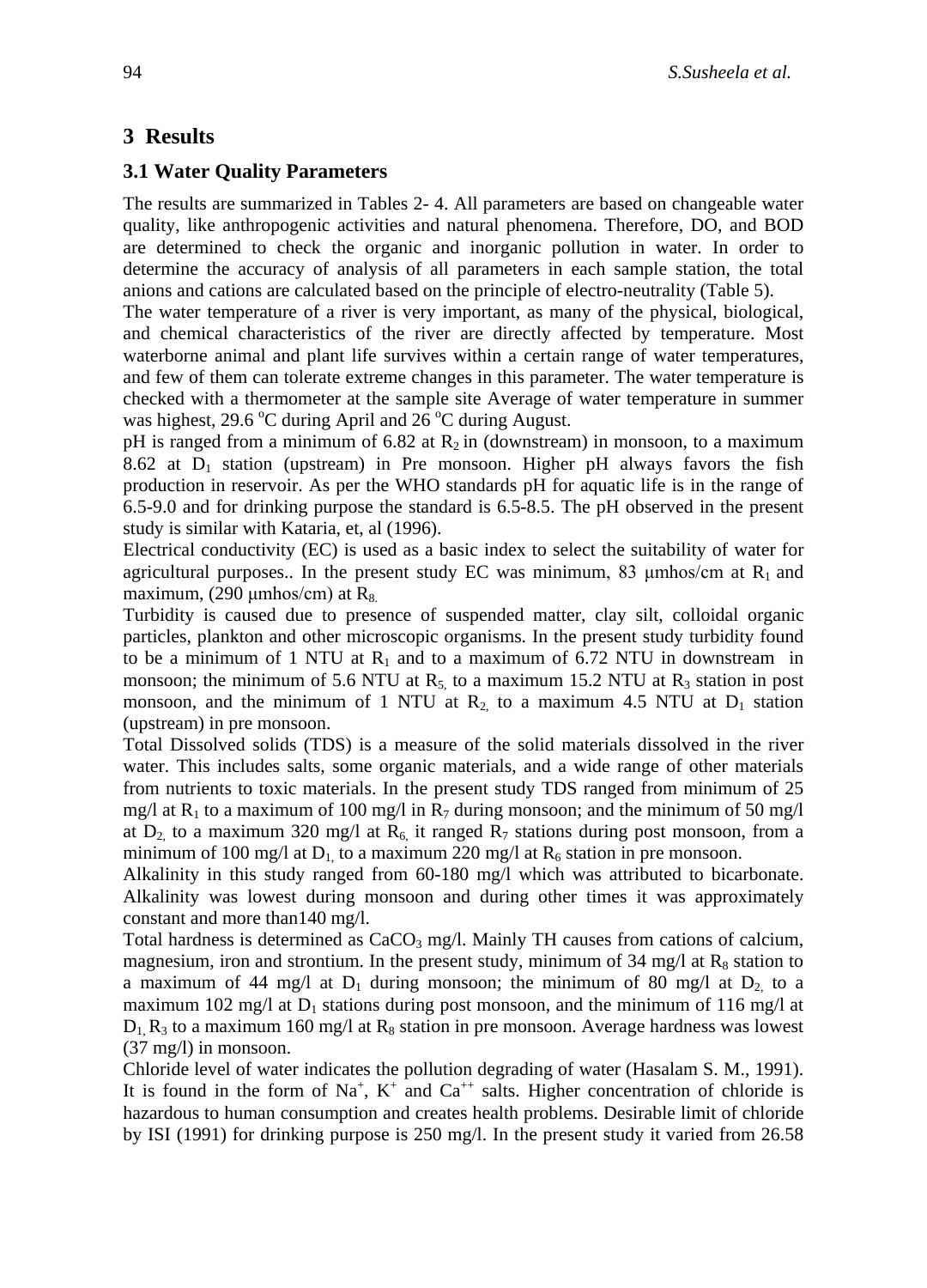## 3 Results

### 3.1 Water Quality Parameters

The results are summarized in Tables 2- 4. All parameters are based on changeable water quality, like anthropogenic activities and natural phenomena. Therefore, DO, and BOD are determined to check the organic and inorganic pollution in water. In order to determine the accuracy of analysis of all parameters in each sample station, the total anions and cations are calculated based on the principle of electro-neutrality (Table 5).

The water temperature of a river is very important, as many of the physical, biological, and chemical characteristics of the river are directly affected by temperature. Most waterborne animal and plant life survives within a certain range of water temperatures, and few of them can tolerate extreme changes in this parameter. The water temperature is checked with a thermometer at the sample site Average of water temperature in summer was highest, 29.6 $^{o}C$ during April and 26 $^{o}C$ during August.

pH is ranged from a minimum of 6.82 at $R_2$ in (downstream) in monsoon, to a maximum 8.62 at $D_1$ station (upstream) in Pre monsoon. Higher pH always favors the fish production in reservoir. As per the WHO standards pH for aquatic life is in the range of 6.5-9.0 and for drinking purpose the standard is 6.5-8.5. The pH observed in the present study is similar with Kataria, et, al (1996).

Electrical conductivity (EC) is used as a basic index to select the suitability of water for agricultural purposes.. In the present study EC was minimum, 83 μmhos/cm at $R_1$ and maximum, (290 μmhos/cm) at $R_8$.

Turbidity is caused due to presence of suspended matter, clay silt, colloidal organic particles, plankton and other microscopic organisms. In the present study turbidity found to be a minimum of 1 NTU at $R_1$ and to a maximum of 6.72 NTU in downstream in monsoon; the minimum of 5.6 NTU at $R_5$, to a maximum 15.2 NTU at $R_3$ station in post monsoon, and the minimum of 1 NTU at $R_2$, to a maximum 4.5 NTU at $D_1$ station (upstream) in pre monsoon.

Total Dissolved solids (TDS) is a measure of the solid materials dissolved in the river water. This includes salts, some organic materials, and a wide range of other materials from nutrients to toxic materials. In the present study TDS ranged from minimum of 25 mg/l at $R_1$ to a maximum of 100 mg/l in $R_7$ during monsoon; and the minimum of 50 mg/l at $D_2$, to a maximum 320 mg/l at $R_6$, it ranged $R_7$ stations during post monsoon, from a minimum of 100 mg/l at $D_1$, to a maximum 220 mg/l at $R_6$ station in pre monsoon.

Alkalinity in this study ranged from 60-180 mg/l which was attributed to bicarbonate. Alkalinity was lowest during monsoon and during other times it was approximately constant and more than140 mg/l.

Total hardness is determined as $CaCO_3$ mg/l. Mainly TH causes from cations of calcium, magnesium, iron and strontium. In the present study, minimum of 34 mg/l at $R_8$ station to a maximum of 44 mg/l at $D_1$ during monsoon; the minimum of 80 mg/l at $D_2$, to a maximum 102 mg/l at $D_1$ stations during post monsoon, and the minimum of 116 mg/l at $D_1$, $R_3$ to a maximum 160 mg/l at $R_8$ station in pre monsoon. Average hardness was lowest (37 mg/l) in monsoon.

Chloride level of water indicates the pollution degrading of water (Hasalam S. M., 1991). It is found in the form of $Na^{+}$, $K^{+}$ and $Ca^{++}$ salts. Higher concentration of chloride is hazardous to human consumption and creates health problems. Desirable limit of chloride by ISI (1991) for drinking purpose is 250 mg/l. In the present study it varied from 26.58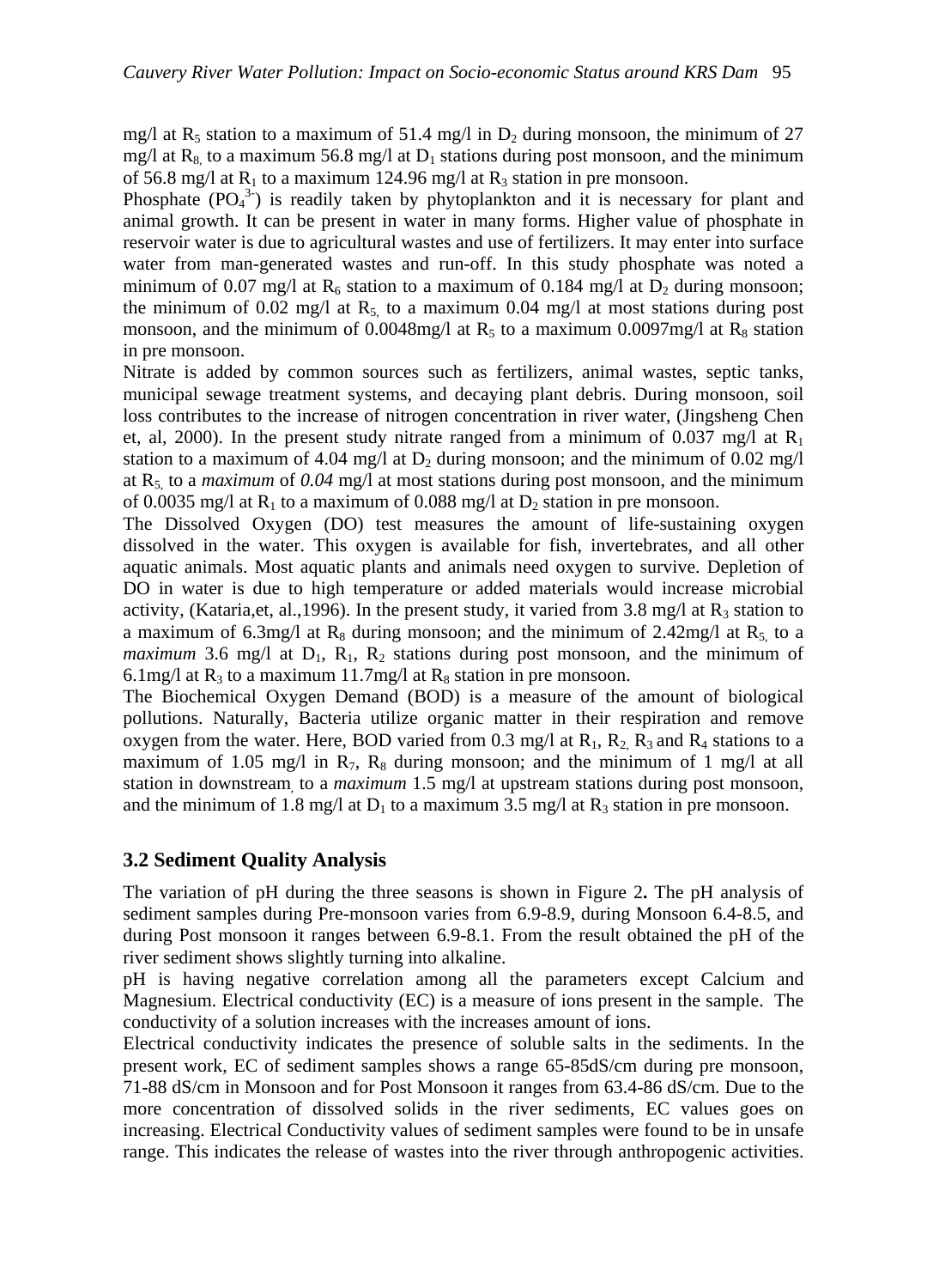mg/l at $R_5$ station to a maximum of 51.4 mg/l in $D_2$ during monsoon, the minimum of 27 mg/l at $R_8$, to a maximum 56.8 mg/l at $D_1$ stations during post monsoon, and the minimum of 56.8 mg/l at $R_1$ to a maximum 124.96 mg/l at $R_3$ station in pre monsoon.

Phosphate ($PO_4^{3-}$) is readily taken by phytoplankton and it is necessary for plant and animal growth. It can be present in water in many forms. Higher value of phosphate in reservoir water is due to agricultural wastes and use of fertilizers. It may enter into surface water from man-generated wastes and run-off. In this study phosphate was noted a minimum of 0.07 mg/l at $R_6$ station to a maximum of 0.184 mg/l at $D_2$ during monsoon; the minimum of 0.02 mg/l at $R_5$, to a maximum 0.04 mg/l at most stations during post monsoon, and the minimum of 0.0048mg/l at $R_5$ to a maximum 0.0097mg/l at $R_8$ station in pre monsoon.

Nitrate is added by common sources such as fertilizers, animal wastes, septic tanks, municipal sewage treatment systems, and decaying plant debris. During monsoon, soil loss contributes to the increase of nitrogen concentration in river water, (Jingsheng Chen et, al, 2000). In the present study nitrate ranged from a minimum of 0.037 mg/l at $R_1$ station to a maximum of 4.04 mg/l at $D_2$ during monsoon; and the minimum of 0.02 mg/l at $R_5$, to a *maximum* of *0.04* mg/l at most stations during post monsoon, and the minimum of 0.0035 mg/l at $R_1$ to a maximum of 0.088 mg/l at $D_2$ station in pre monsoon.

The Dissolved Oxygen (DO) test measures the amount of life-sustaining oxygen dissolved in the water. This oxygen is available for fish, invertebrates, and all other aquatic animals. Most aquatic plants and animals need oxygen to survive. Depletion of DO in water is due to high temperature or added materials would increase microbial activity, (Kataria,et, al.,1996). In the present study, it varied from 3.8 mg/l at $R_3$ station to a maximum of 6.3mg/l at $R_8$ during monsoon; and the minimum of 2.42mg/l at $R_5$, to a *maximum* 3.6 mg/l at $D_1$, $R_1$, $R_2$ stations during post monsoon, and the minimum of 6.1mg/l at $R_3$ to a maximum 11.7mg/l at $R_8$ station in pre monsoon.

The Biochemical Oxygen Demand (BOD) is a measure of the amount of biological pollutions. Naturally, Bacteria utilize organic matter in their respiration and remove oxygen from the water. Here, BOD varied from 0.3 mg/l at $R_1$, $R_2$, $R_3$ and $R_4$ stations to a maximum of 1.05 mg/l in $R_7$, $R_8$ during monsoon; and the minimum of 1 mg/l at all station in downstream, to a *maximum* 1.5 mg/l at upstream stations during post monsoon, and the minimum of 1.8 mg/l at $D_1$ to a maximum 3.5 mg/l at $R_3$ station in pre monsoon.

### 3.2 Sediment Quality Analysis

The variation of pH during the three seasons is shown in Figure 2**.** The pH analysis of sediment samples during Pre-monsoon varies from 6.9-8.9, during Monsoon 6.4-8.5, and during Post monsoon it ranges between 6.9-8.1. From the result obtained the pH of the river sediment shows slightly turning into alkaline.

pH is having negative correlation among all the parameters except Calcium and Magnesium. Electrical conductivity (EC) is a measure of ions present in the sample. The conductivity of a solution increases with the increases amount of ions.

Electrical conductivity indicates the presence of soluble salts in the sediments. In the present work, EC of sediment samples shows a range 65-85dS/cm during pre monsoon, 71-88 dS/cm in Monsoon and for Post Monsoon it ranges from 63.4-86 dS/cm. Due to the more concentration of dissolved solids in the river sediments, EC values goes on increasing. Electrical Conductivity values of sediment samples were found to be in unsafe range. This indicates the release of wastes into the river through anthropogenic activities.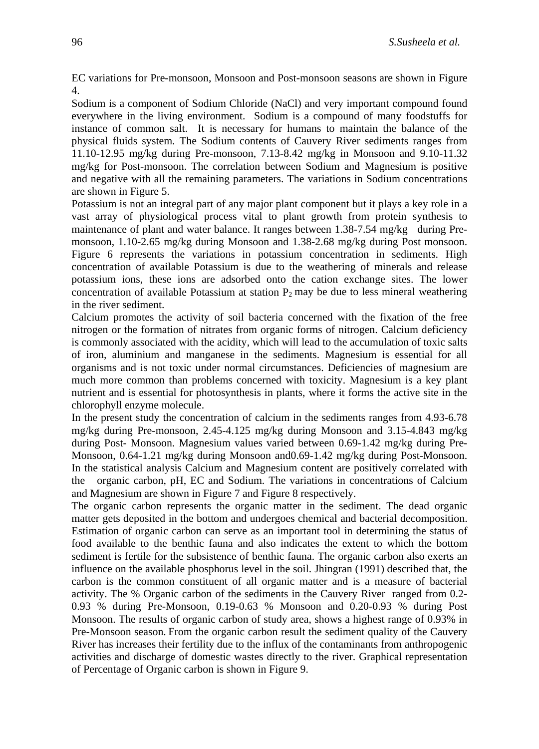EC variations for Pre-monsoon, Monsoon and Post-monsoon seasons are shown in Figure 4.

Sodium is a component of Sodium Chloride (NaCl) and very important compound found everywhere in the living environment. Sodium is a compound of many foodstuffs for instance of common salt. It is necessary for humans to maintain the balance of the physical fluids system. The Sodium contents of Cauvery River sediments ranges from 11.10-12.95 mg/kg during Pre-monsoon, 7.13-8.42 mg/kg in Monsoon and 9.10-11.32 mg/kg for Post-monsoon. The correlation between Sodium and Magnesium is positive and negative with all the remaining parameters. The variations in Sodium concentrations are shown in Figure 5.

Potassium is not an integral part of any major plant component but it plays a key role in a vast array of physiological process vital to plant growth from protein synthesis to maintenance of plant and water balance. It ranges between 1.38-7.54 mg/kg during Pre-monsoon, 1.10-2.65 mg/kg during Monsoon and 1.38-2.68 mg/kg during Post monsoon. Figure 6 represents the variations in potassium concentration in sediments. High concentration of available Potassium is due to the weathering of minerals and release potassium ions, these ions are adsorbed onto the cation exchange sites. The lower concentration of available Potassium at station $P_2$ may be due to less mineral weathering in the river sediment.

Calcium promotes the activity of soil bacteria concerned with the fixation of the free nitrogen or the formation of nitrates from organic forms of nitrogen. Calcium deficiency is commonly associated with the acidity, which will lead to the accumulation of toxic salts of iron, aluminium and manganese in the sediments. Magnesium is essential for all organisms and is not toxic under normal circumstances. Deficiencies of magnesium are much more common than problems concerned with toxicity. Magnesium is a key plant nutrient and is essential for photosynthesis in plants, where it forms the active site in the chlorophyll enzyme molecule.

In the present study the concentration of calcium in the sediments ranges from 4.93-6.78 mg/kg during Pre-monsoon, 2.45-4.125 mg/kg during Monsoon and 3.15-4.843 mg/kg during Post- Monsoon. Magnesium values varied between 0.69-1.42 mg/kg during Pre-Monsoon, 0.64-1.21 mg/kg during Monsoon and0.69-1.42 mg/kg during Post-Monsoon. In the statistical analysis Calcium and Magnesium content are positively correlated with the organic carbon, pH, EC and Sodium. The variations in concentrations of Calcium and Magnesium are shown in Figure 7 and Figure 8 respectively.

The organic carbon represents the organic matter in the sediment. The dead organic matter gets deposited in the bottom and undergoes chemical and bacterial decomposition. Estimation of organic carbon can serve as an important tool in determining the status of food available to the benthic fauna and also indicates the extent to which the bottom sediment is fertile for the subsistence of benthic fauna. The organic carbon also exerts an influence on the available phosphorus level in the soil. Jhingran (1991) described that, the carbon is the common constituent of all organic matter and is a measure of bacterial activity. The % Organic carbon of the sediments in the Cauvery River ranged from 0.2-0.93 % during Pre-Monsoon, 0.19-0.63 % Monsoon and 0.20-0.93 % during Post Monsoon. The results of organic carbon of study area, shows a highest range of 0.93% in Pre-Monsoon season. From the organic carbon result the sediment quality of the Cauvery River has increases their fertility due to the influx of the contaminants from anthropogenic activities and discharge of domestic wastes directly to the river. Graphical representation of Percentage of Organic carbon is shown in Figure 9.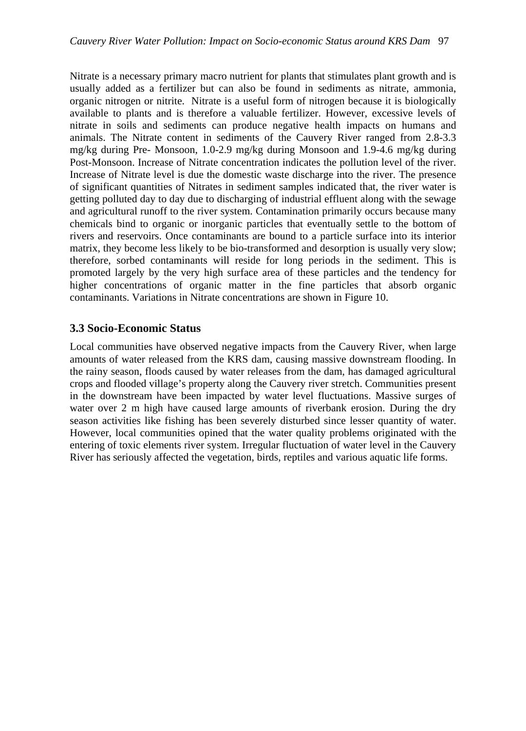Nitrate is a necessary primary macro nutrient for plants that stimulates plant growth and is usually added as a fertilizer but can also be found in sediments as nitrate, ammonia, organic nitrogen or nitrite. Nitrate is a useful form of nitrogen because it is biologically available to plants and is therefore a valuable fertilizer. However, excessive levels of nitrate in soils and sediments can produce negative health impacts on humans and animals. The Nitrate content in sediments of the Cauvery River ranged from 2.8-3.3 mg/kg during Pre- Monsoon, 1.0-2.9 mg/kg during Monsoon and 1.9-4.6 mg/kg during Post-Monsoon. Increase of Nitrate concentration indicates the pollution level of the river. Increase of Nitrate level is due the domestic waste discharge into the river. The presence of significant quantities of Nitrates in sediment samples indicated that, the river water is getting polluted day to day due to discharging of industrial effluent along with the sewage and agricultural runoff to the river system. Contamination primarily occurs because many chemicals bind to organic or inorganic particles that eventually settle to the bottom of rivers and reservoirs. Once contaminants are bound to a particle surface into its interior matrix, they become less likely to be bio-transformed and desorption is usually very slow; therefore, sorbed contaminants will reside for long periods in the sediment. This is promoted largely by the very high surface area of these particles and the tendency for higher concentrations of organic matter in the fine particles that absorb organic contaminants. Variations in Nitrate concentrations are shown in Figure 10.

### 3.3 Socio-Economic Status

Local communities have observed negative impacts from the Cauvery River, when large amounts of water released from the KRS dam, causing massive downstream flooding. In the rainy season, floods caused by water releases from the dam, has damaged agricultural crops and flooded village's property along the Cauvery river stretch. Communities present in the downstream have been impacted by water level fluctuations. Massive surges of water over 2 m high have caused large amounts of riverbank erosion. During the dry season activities like fishing has been severely disturbed since lesser quantity of water. However, local communities opined that the water quality problems originated with the entering of toxic elements river system. Irregular fluctuation of water level in the Cauvery River has seriously affected the vegetation, birds, reptiles and various aquatic life forms.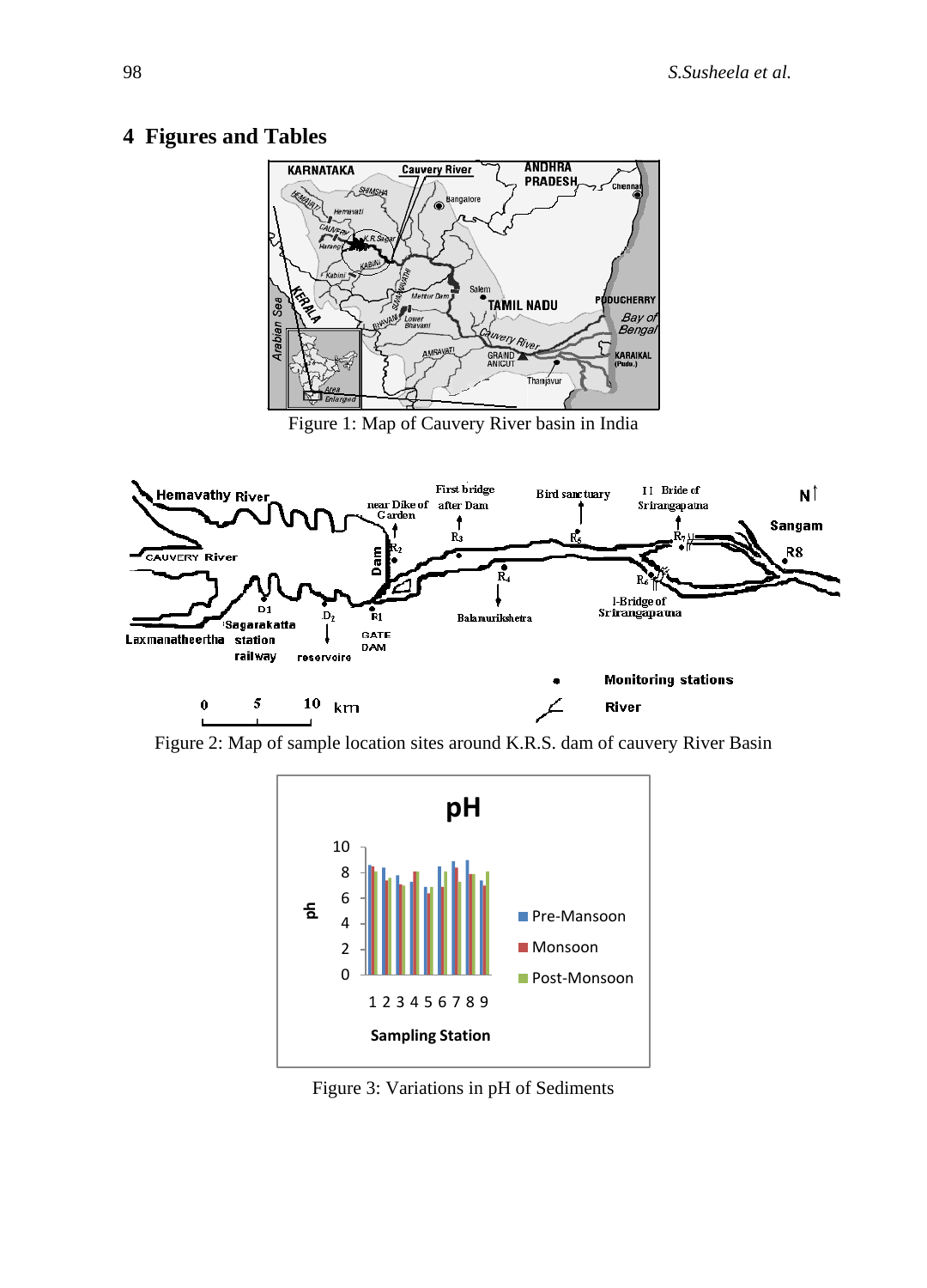## 4 Figures and Tables

Figure 1: Map of Cauvery River basin in India

Figure 2: Map of sample location sites around K.R.S. dam of cauvery River Basin

Figure 3: Variations in pH of Sediments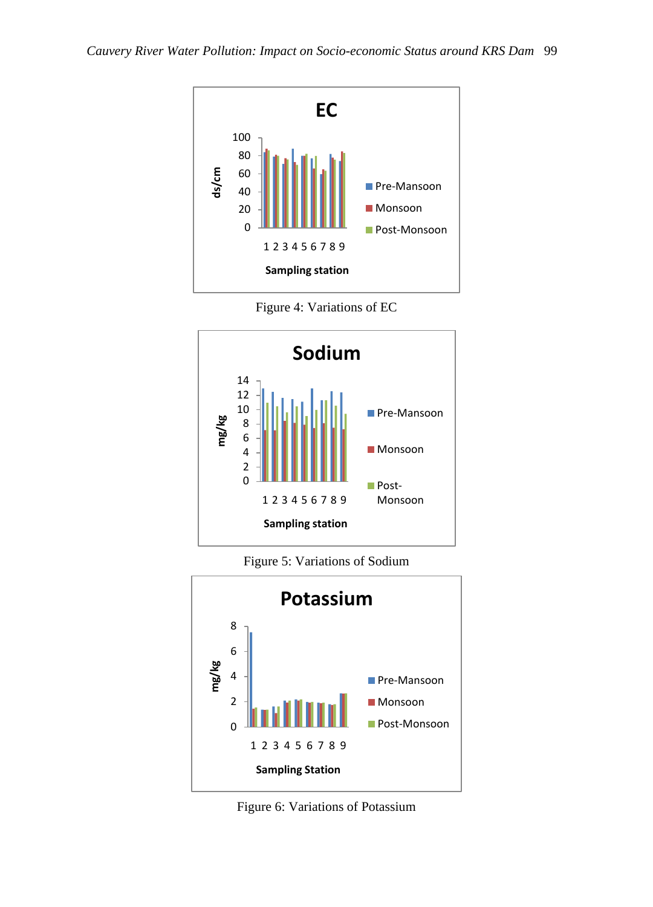Figure 4: Variations of EC

Figure 5: Variations of Sodium

Figure 6: Variations of Potassium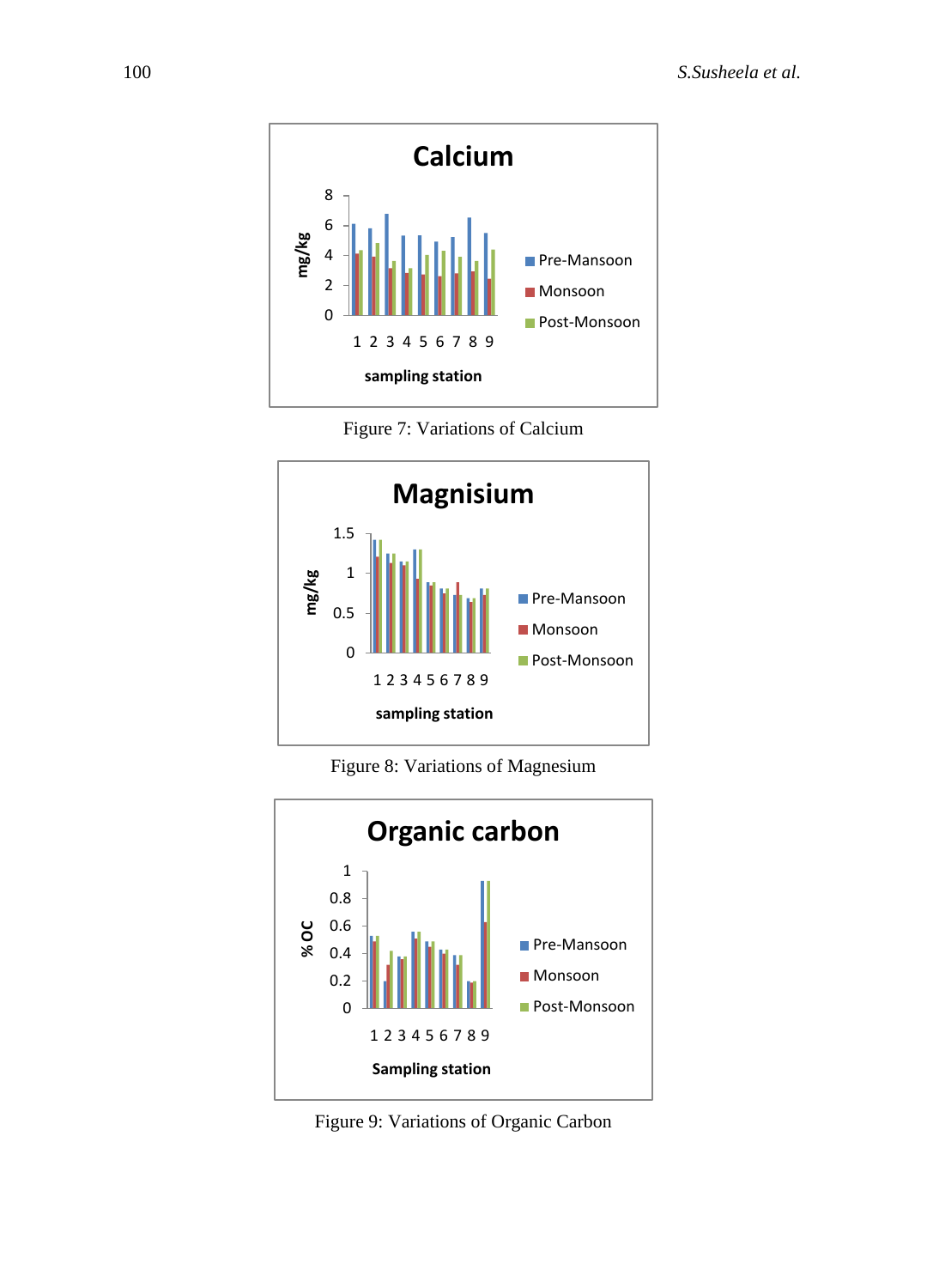Figure 7: Variations of Calcium

Figure 8: Variations of Magnesium

Figure 9: Variations of Organic Carbon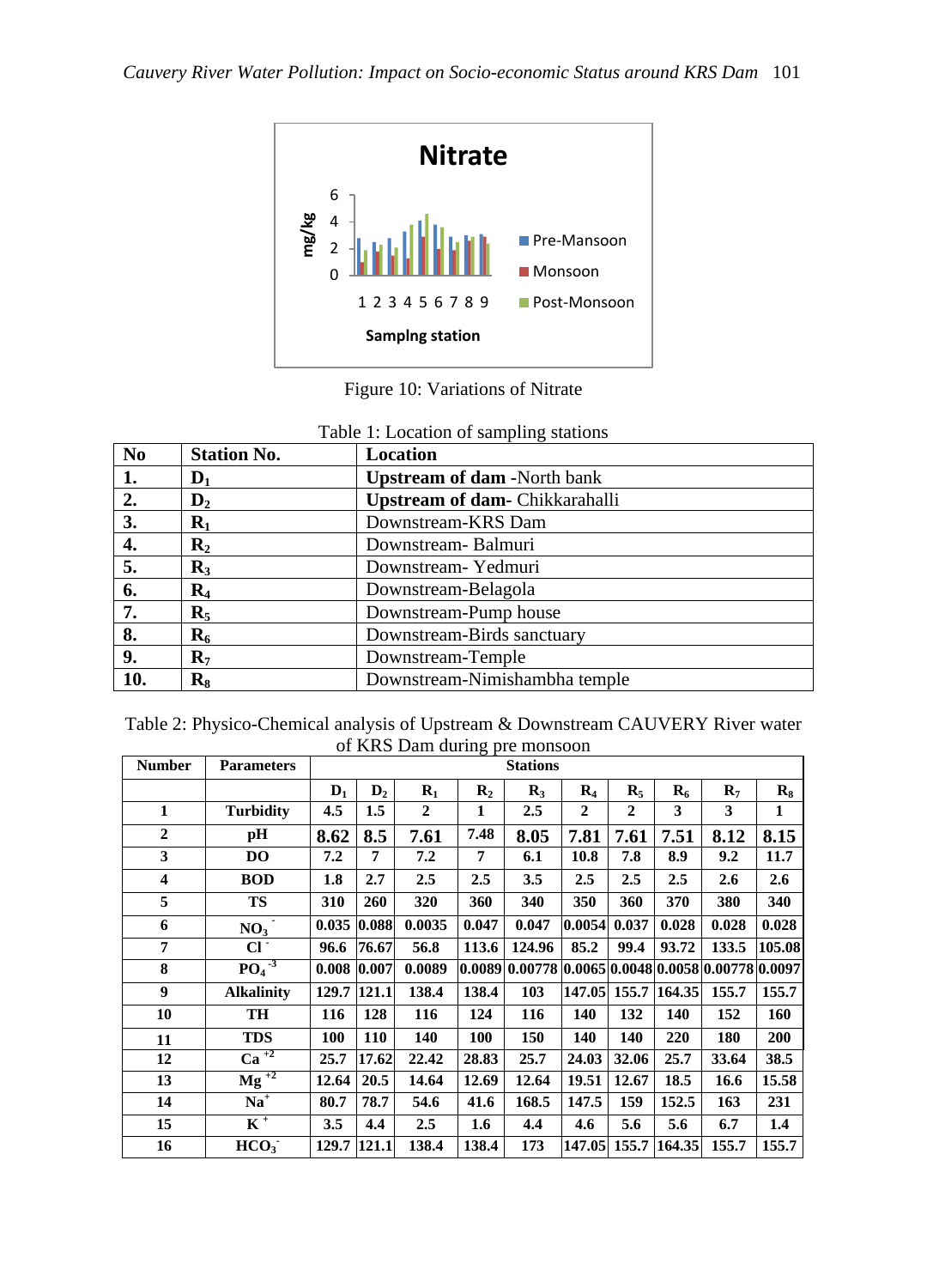Figure 10: Variations of Nitrate

Table 1: Location of sampling stations

| No | Station No. | Location |
|---|---|---|
| 1. | $D_1$ | **Upstream of dam** -North bank |
| 2. | $D_2$ | **Upstream of dam**- Chikkarahalli |
| 3. | $R_1$ | Downstream-KRS Dam |
| 4. | $R_2$ | Downstream- Balmuri |
| 5. | $R_3$ | Downstream- Yedmuri |
| 6. | $R_4$ | Downstream-Belagola |
| 7. | $R_5$ | Downstream-Pump house |
| 8. | $R_6$ | Downstream-Birds sanctuary |
| 9. | $R_7$ | Downstream-Temple |
| 10. | $R_8$ | Downstream-Nimishambha temple |

Table 2: Physico-Chemical analysis of Upstream & Downstream CAUVERY River water of KRS Dam during pre monsoon

| Number | Parameters | Stations | | | | | | | | | |
|---|---|---|---|---|---|---|---|---|---|---|---|
| | | $D_1$ | $D_2$ | $R_1$ | $R_2$ | $R_3$ | $R_4$ | $R_5$ | $R_6$ | $R_7$ | $R_8$ |
| 1 | Turbidity | 4.5 | 1.5 | 2 | 1 | 2.5 | 2 | 2 | 3 | 3 | 1 |
| 2 | pH | 8.62 | 8.5 | 7.61 | 7.48 | 8.05 | 7.81 | 7.61 | 7.51 | 8.12 | 8.15 |
| 3 | DO | 7.2 | 7 | 7.2 | 7 | 6.1 | 10.8 | 7.8 | 8.9 | 9.2 | 11.7 |
| 4 | BOD | 1.8 | 2.7 | 2.5 | 2.5 | 3.5 | 2.5 | 2.5 | 2.5 | 2.6 | 2.6 |
| 5 | TS | 310 | 260 | 320 | 360 | 340 | 350 | 360 | 370 | 380 | 340 |
| 6 | $NO_3^-$ | 0.035 | 0.088 | 0.0035 | 0.047 | 0.047 | 0.0054 | 0.037 | 0.028 | 0.028 | 0.028 |
| 7 | $Cl^-$ | 96.6 | 76.67 | 56.8 | 113.6 | 124.96 | 85.2 | 99.4 | 93.72 | 133.5 | 105.08 |
| 8 | $PO_4^{-3}$ | 0.008 | 0.007 | 0.0089 | 0.0089 | 0.00778 | 0.0065 | 0.0048 | 0.0058 | 0.00778 | 0.0097 |
| 9 | Alkalinity | 129.7 | 121.1 | 138.4 | 138.4 | 103 | 147.05 | 155.7 | 164.35 | 155.7 | 155.7 |
| 10 | TH | 116 | 128 | 116 | 124 | 116 | 140 | 132 | 140 | 152 | 160 |
| 11 | TDS | 100 | 110 | 140 | 100 | 150 | 140 | 140 | 220 | 180 | 200 |
| 12 | $Ca^{+2}$ | 25.7 | 17.62 | 22.42 | 28.83 | 25.7 | 24.03 | 32.06 | 25.7 | 33.64 | 38.5 |
| 13 | $Mg^{+2}$ | 12.64 | 20.5 | 14.64 | 12.69 | 12.64 | 19.51 | 12.67 | 18.5 | 16.6 | 15.58 |
| 14 | $Na^+$ | 80.7 | 78.7 | 54.6 | 41.6 | 168.5 | 147.5 | 159 | 152.5 | 163 | 231 |
| 15 | $K^+$ | 3.5 | 4.4 | 2.5 | 1.6 | 4.4 | 4.6 | 5.6 | 5.6 | 6.7 | 1.4 |
| 16 | $HCO_3^-$ | 129.7 | 121.1 | 138.4 | 138.4 | 173 | 147.05 | 155.7 | 164.35 | 155.7 | 155.7 |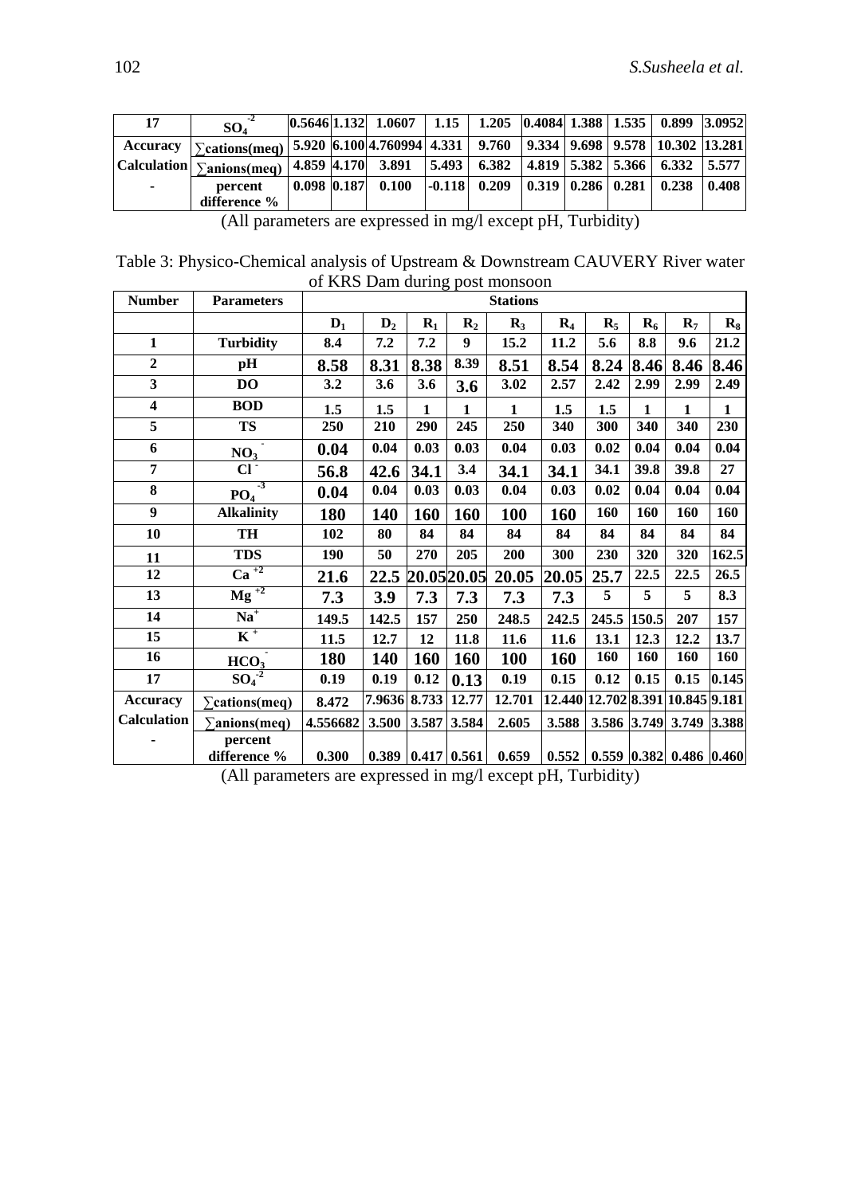| 17 | $SO_4^{-2}$ | 0.5646 | 1.132 | 1.0607 | 1.15 | 1.205 | 0.4084 | 1.388 | 1.535 | 0.899 | 3.0952 |
|---|---|---|---|---|---|---|---|---|---|---|---|
| Accuracy | ∑cations(meq) | 5.920 | 6.100 | 4.760994 | 4.331 | 9.760 | 9.334 | 9.698 | 9.578 | 10.302 | 13.281 |
| Calculation | ∑anions(meq) | 4.859 | 4.170 | 3.891 | 5.493 | 6.382 | 4.819 | 5.382 | 5.366 | 6.332 | 5.577 |
| - | percent difference % | 0.098 | 0.187 | 0.100 | -0.118 | 0.209 | 0.319 | 0.286 | 0.281 | 0.238 | 0.408 |

(All parameters are expressed in mg/l except pH, Turbidity)

Table 3: Physico-Chemical analysis of Upstream & Downstream CAUVERY River water of KRS Dam during post monsoon

| Number | Parameters | Stations | | | | | | | | | |
|---|---|---|---|---|---|---|---|---|---|---|---|
| | | $D_1$ | $D_2$ | $R_1$ | $R_2$ | $R_3$ | $R_4$ | $R_5$ | $R_6$ | $R_7$ | $R_8$ |
| 1 | Turbidity | 8.4 | 7.2 | 7.2 | 9 | 15.2 | 11.2 | 5.6 | 8.8 | 9.6 | 21.2 |
| 2 | pH | 8.58 | 8.31 | 8.38 | 8.39 | 8.51 | 8.54 | 8.24 | 8.46 | 8.46 | 8.46 |
| 3 | DO | 3.2 | 3.6 | 3.6 | 3.6 | 3.02 | 2.57 | 2.42 | 2.99 | 2.99 | 2.49 |
| 4 | BOD | 1.5 | 1.5 | 1 | 1 | 1 | 1.5 | 1.5 | 1 | 1 | 1 |
| 5 | TS | 250 | 210 | 290 | 245 | 250 | 340 | 300 | 340 | 340 | 230 |
| 6 | $NO_3^-$ | 0.04 | 0.04 | 0.03 | 0.03 | 0.04 | 0.03 | 0.02 | 0.04 | 0.04 | 0.04 |
| 7 | $Cl^-$ | 56.8 | 42.6 | 34.1 | 3.4 | 34.1 | 34.1 | 34.1 | 39.8 | 39.8 | 27 |
| 8 | $PO_4^{-3}$ | 0.04 | 0.04 | 0.03 | 0.03 | 0.04 | 0.03 | 0.02 | 0.04 | 0.04 | 0.04 |
| 9 | Alkalinity | 180 | 140 | 160 | 160 | 100 | 160 | 160 | 160 | 160 | 160 |
| 10 | TH | 102 | 80 | 84 | 84 | 84 | 84 | 84 | 84 | 84 | 84 |
| 11 | TDS | 190 | 50 | 270 | 205 | 200 | 300 | 230 | 320 | 320 | 162.5 |
| 12 | $Ca^{+2}$ | 21.6 | 22.5 | 20.05 | 20.05 | 20.05 | 20.05 | 25.7 | 22.5 | 22.5 | 26.5 |
| 13 | $Mg^{+2}$ | 7.3 | 3.9 | 7.3 | 7.3 | 7.3 | 7.3 | 5 | 5 | 5 | 8.3 |
| 14 | $Na^+$ | 149.5 | 142.5 | 157 | 250 | 248.5 | 242.5 | 245.5 | 150.5 | 207 | 157 |
| 15 | $K^+$ | 11.5 | 12.7 | 12 | 11.8 | 11.6 | 11.6 | 13.1 | 12.3 | 12.2 | 13.7 |
| 16 | $HCO_3^-$ | 180 | 140 | 160 | 160 | 100 | 160 | 160 | 160 | 160 | 160 |
| 17 | $SO_4^{-2}$ | 0.19 | 0.19 | 0.12 | 0.13 | 0.19 | 0.15 | 0.12 | 0.15 | 0.15 | 0.145 |
| Accuracy | ∑cations(meq) | 8.472 | 7.9636 | 8.733 | 12.77 | 12.701 | 12.440 | 12.702 | 8.391 | 10.845 | 9.181 |
| Calculation | ∑anions(meq) | 4.556682 | 3.500 | 3.587 | 3.584 | 2.605 | 3.588 | 3.586 | 3.749 | 3.749 | 3.388 |
| - | percent difference % | 0.300 | 0.389 | 0.417 | 0.561 | 0.659 | 0.552 | 0.559 | 0.382 | 0.486 | 0.460 |

(All parameters are expressed in mg/l except pH, Turbidity)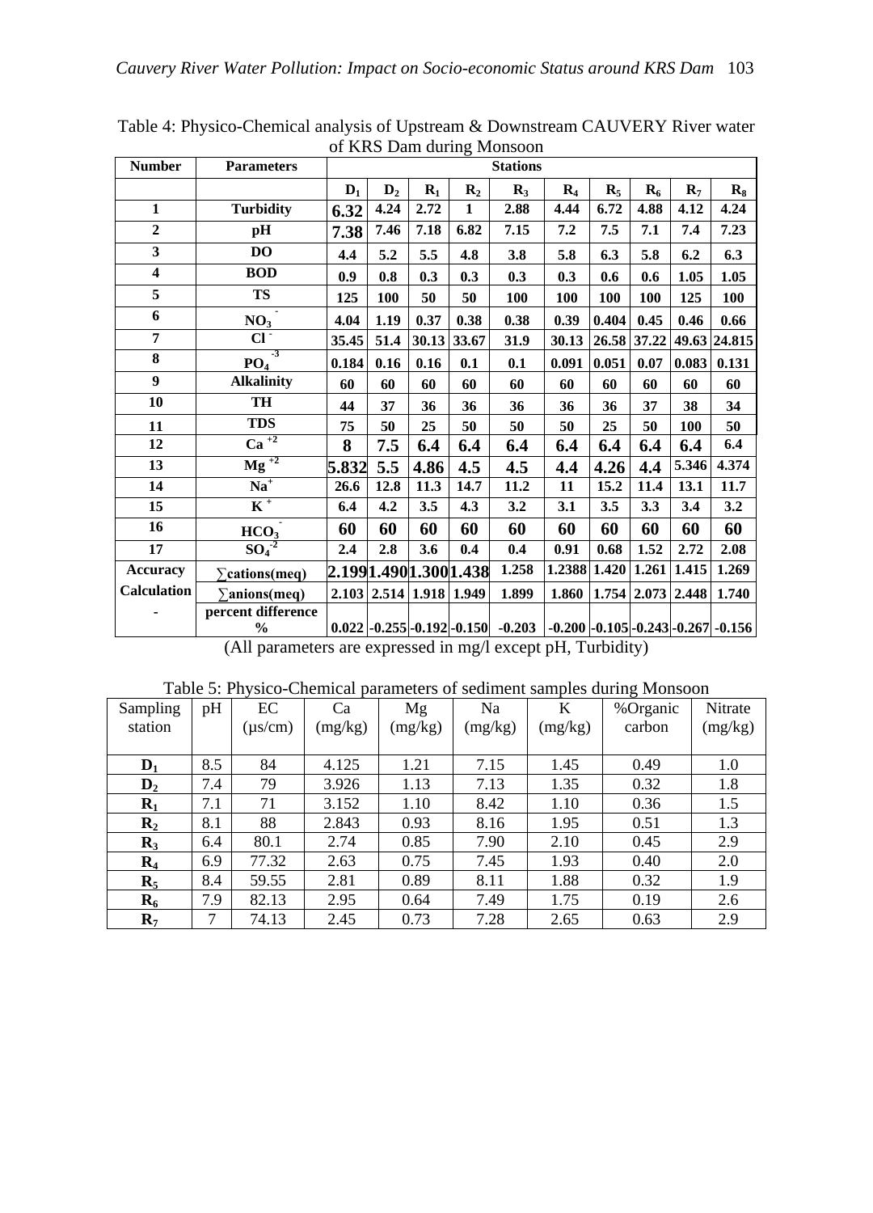Table 4: Physico-Chemical analysis of Upstream & Downstream CAUVERY River water of KRS Dam during Monsoon

| Number | Parameters | Stations | | | | | | | | | |
|---|---|---|---|---|---|---|---|---|---|---|---|
| | | $D_1$ | $D_2$ | $R_1$ | $R_2$ | $R_3$ | $R_4$ | $R_5$ | $R_6$ | $R_7$ | $R_8$ |
| 1 | Turbidity | 6.32 | 4.24 | 2.72 | 1 | 2.88 | 4.44 | 6.72 | 4.88 | 4.12 | 4.24 |
| 2 | pH | 7.38 | 7.46 | 7.18 | 6.82 | 7.15 | 7.2 | 7.5 | 7.1 | 7.4 | 7.23 |
| 3 | DO | 4.4 | 5.2 | 5.5 | 4.8 | 3.8 | 5.8 | 6.3 | 5.8 | 6.2 | 6.3 |
| 4 | BOD | 0.9 | 0.8 | 0.3 | 0.3 | 0.3 | 0.3 | 0.6 | 0.6 | 1.05 | 1.05 |
| 5 | TS | 125 | 100 | 50 | 50 | 100 | 100 | 100 | 100 | 125 | 100 |
| 6 | $NO_3^-$ | 4.04 | 1.19 | 0.37 | 0.38 | 0.38 | 0.39 | 0.404 | 0.45 | 0.46 | 0.66 |
| 7 | $Cl^-$ | 35.45 | 51.4 | 30.13 | 33.67 | 31.9 | 30.13 | 26.58 | 37.22 | 49.63 | 24.815 |
| 8 | $PO_4^{-3}$ | 0.184 | 0.16 | 0.16 | 0.1 | 0.1 | 0.091 | 0.051 | 0.07 | 0.083 | 0.131 |
| 9 | Alkalinity | 60 | 60 | 60 | 60 | 60 | 60 | 60 | 60 | 60 | 60 |
| 10 | TH | 44 | 37 | 36 | 36 | 36 | 36 | 36 | 37 | 38 | 34 |
| 11 | TDS | 75 | 50 | 25 | 50 | 50 | 50 | 25 | 50 | 100 | 50 |
| 12 | $Ca^{+2}$ | 8 | 7.5 | 6.4 | 6.4 | 6.4 | 6.4 | 6.4 | 6.4 | 6.4 | 6.4 |
| 13 | $Mg^{+2}$ | 5.832 | 5.5 | 4.86 | 4.5 | 4.5 | 4.4 | 4.26 | 4.4 | 5.346 | 4.374 |
| 14 | $Na^+$ | 26.6 | 12.8 | 11.3 | 14.7 | 11.2 | 11 | 15.2 | 11.4 | 13.1 | 11.7 |
| 15 | $K^+$ | 6.4 | 4.2 | 3.5 | 4.3 | 3.2 | 3.1 | 3.5 | 3.3 | 3.4 | 3.2 |
| 16 | $HCO_3^-$ | 60 | 60 | 60 | 60 | 60 | 60 | 60 | 60 | 60 | 60 |
| 17 | $SO_4^{-2}$ | 2.4 | 2.8 | 3.6 | 0.4 | 0.4 | 0.91 | 0.68 | 1.52 | 2.72 | 2.08 |
| Accuracy | ∑cations(meq) | 2.199 | 1.490 | 1.300 | 1.438 | 1.258 | 1.2388 | 1.420 | 1.261 | 1.415 | 1.269 |
| Calculation | ∑anions(meq) | 2.103 | 2.514 | 1.918 | 1.949 | 1.899 | 1.860 | 1.754 | 2.073 | 2.448 | 1.740 |
| - | percent difference % | 0.022 | -0.255 | -0.192 | -0.150 | -0.203 | -0.200 | -0.105 | -0.243 | -0.267 | -0.156 |

(All parameters are expressed in mg/l except pH, Turbidity)

Table 5: Physico-Chemical parameters of sediment samples during Monsoon

| Sampling station | pH | EC (µs/cm) | Ca (mg/kg) | Mg (mg/kg) | Na (mg/kg) | K (mg/kg) | %Organic carbon | Nitrate (mg/kg) |
|---|---|---|---|---|---|---|---|---|
| $D_1$ | 8.5 | 84 | 4.125 | 1.21 | 7.15 | 1.45 | 0.49 | 1.0 |
| $D_2$ | 7.4 | 79 | 3.926 | 1.13 | 7.13 | 1.35 | 0.32 | 1.8 |
| $R_1$ | 7.1 | 71 | 3.152 | 1.10 | 8.42 | 1.10 | 0.36 | 1.5 |
| $R_2$ | 8.1 | 88 | 2.843 | 0.93 | 8.16 | 1.95 | 0.51 | 1.3 |
| $R_3$ | 6.4 | 80.1 | 2.74 | 0.85 | 7.90 | 2.10 | 0.45 | 2.9 |
| $R_4$ | 6.9 | 77.32 | 2.63 | 0.75 | 7.45 | 1.93 | 0.40 | 2.0 |
| $R_5$ | 8.4 | 59.55 | 2.81 | 0.89 | 8.11 | 1.88 | 0.32 | 1.9 |
| $R_6$ | 7.9 | 82.13 | 2.95 | 0.64 | 7.49 | 1.75 | 0.19 | 2.6 |
| $R_7$ | 7 | 74.13 | 2.45 | 0.73 | 7.28 | 2.65 | 0.63 | 2.9 |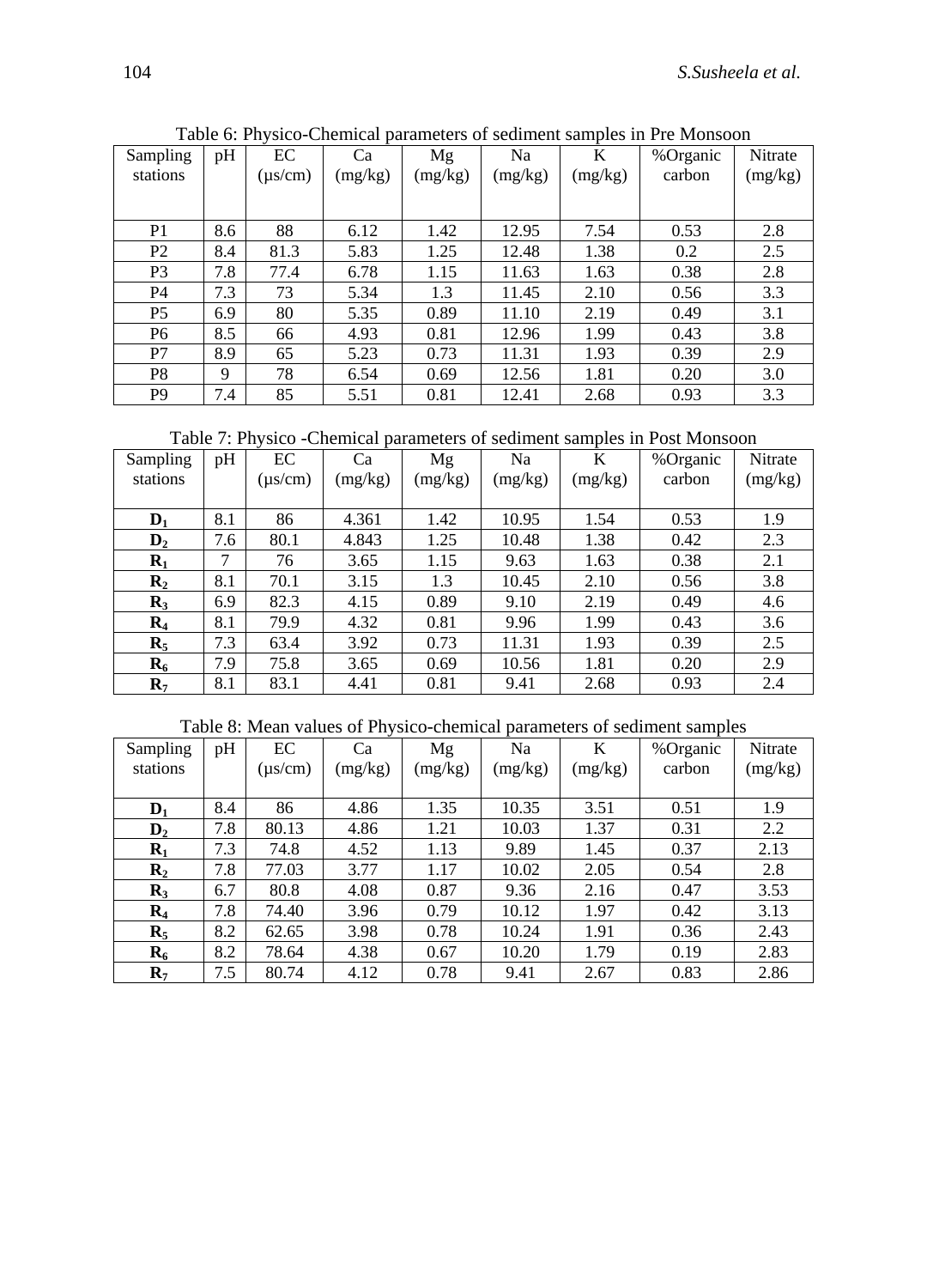Table 6: Physico-Chemical parameters of sediment samples in Pre Monsoon

| Sampling stations | pH | EC (µs/cm) | Ca (mg/kg) | Mg (mg/kg) | Na (mg/kg) | K (mg/kg) | %Organic carbon | Nitrate (mg/kg) |
|---|---|---|---|---|---|---|---|---|
| P1 | 8.6 | 88 | 6.12 | 1.42 | 12.95 | 7.54 | 0.53 | 2.8 |
| P2 | 8.4 | 81.3 | 5.83 | 1.25 | 12.48 | 1.38 | 0.2 | 2.5 |
| P3 | 7.8 | 77.4 | 6.78 | 1.15 | 11.63 | 1.63 | 0.38 | 2.8 |
| P4 | 7.3 | 73 | 5.34 | 1.3 | 11.45 | 2.10 | 0.56 | 3.3 |
| P5 | 6.9 | 80 | 5.35 | 0.89 | 11.10 | 2.19 | 0.49 | 3.1 |
| P6 | 8.5 | 66 | 4.93 | 0.81 | 12.96 | 1.99 | 0.43 | 3.8 |
| P7 | 8.9 | 65 | 5.23 | 0.73 | 11.31 | 1.93 | 0.39 | 2.9 |
| P8 | 9 | 78 | 6.54 | 0.69 | 12.56 | 1.81 | 0.20 | 3.0 |
| P9 | 7.4 | 85 | 5.51 | 0.81 | 12.41 | 2.68 | 0.93 | 3.3 |

Table 7: Physico -Chemical parameters of sediment samples in Post Monsoon

| Sampling stations | pH | EC (µs/cm) | Ca (mg/kg) | Mg (mg/kg) | Na (mg/kg) | K (mg/kg) | %Organic carbon | Nitrate (mg/kg) |
|---|---|---|---|---|---|---|---|---|
| **$D_1$** | 8.1 | 86 | 4.361 | 1.42 | 10.95 | 1.54 | 0.53 | 1.9 |
| **$D_2$** | 7.6 | 80.1 | 4.843 | 1.25 | 10.48 | 1.38 | 0.42 | 2.3 |
| **$R_1$** | 7 | 76 | 3.65 | 1.15 | 9.63 | 1.63 | 0.38 | 2.1 |
| **$R_2$** | 8.1 | 70.1 | 3.15 | 1.3 | 10.45 | 2.10 | 0.56 | 3.8 |
| **$R_3$** | 6.9 | 82.3 | 4.15 | 0.89 | 9.10 | 2.19 | 0.49 | 4.6 |
| **$R_4$** | 8.1 | 79.9 | 4.32 | 0.81 | 9.96 | 1.99 | 0.43 | 3.6 |
| **$R_5$** | 7.3 | 63.4 | 3.92 | 0.73 | 11.31 | 1.93 | 0.39 | 2.5 |
| **$R_6$** | 7.9 | 75.8 | 3.65 | 0.69 | 10.56 | 1.81 | 0.20 | 2.9 |
| **$R_7$** | 8.1 | 83.1 | 4.41 | 0.81 | 9.41 | 2.68 | 0.93 | 2.4 |

Table 8: Mean values of Physico-chemical parameters of sediment samples

| Sampling stations | pH | EC (µs/cm) | Ca (mg/kg) | Mg (mg/kg) | Na (mg/kg) | K (mg/kg) | %Organic carbon | Nitrate (mg/kg) |
|---|---|---|---|---|---|---|---|---|
| **$D_1$** | 8.4 | 86 | 4.86 | 1.35 | 10.35 | 3.51 | 0.51 | 1.9 |
| **$D_2$** | 7.8 | 80.13 | 4.86 | 1.21 | 10.03 | 1.37 | 0.31 | 2.2 |
| **$R_1$** | 7.3 | 74.8 | 4.52 | 1.13 | 9.89 | 1.45 | 0.37 | 2.13 |
| **$R_2$** | 7.8 | 77.03 | 3.77 | 1.17 | 10.02 | 2.05 | 0.54 | 2.8 |
| **$R_3$** | 6.7 | 80.8 | 4.08 | 0.87 | 9.36 | 2.16 | 0.47 | 3.53 |
| **$R_4$** | 7.8 | 74.40 | 3.96 | 0.79 | 10.12 | 1.97 | 0.42 | 3.13 |
| **$R_5$** | 8.2 | 62.65 | 3.98 | 0.78 | 10.24 | 1.91 | 0.36 | 2.43 |
| **$R_6$** | 8.2 | 78.64 | 4.38 | 0.67 | 10.20 | 1.79 | 0.19 | 2.83 |
| **$R_7$** | 7.5 | 80.74 | 4.12 | 0.78 | 9.41 | 2.67 | 0.83 | 2.86 |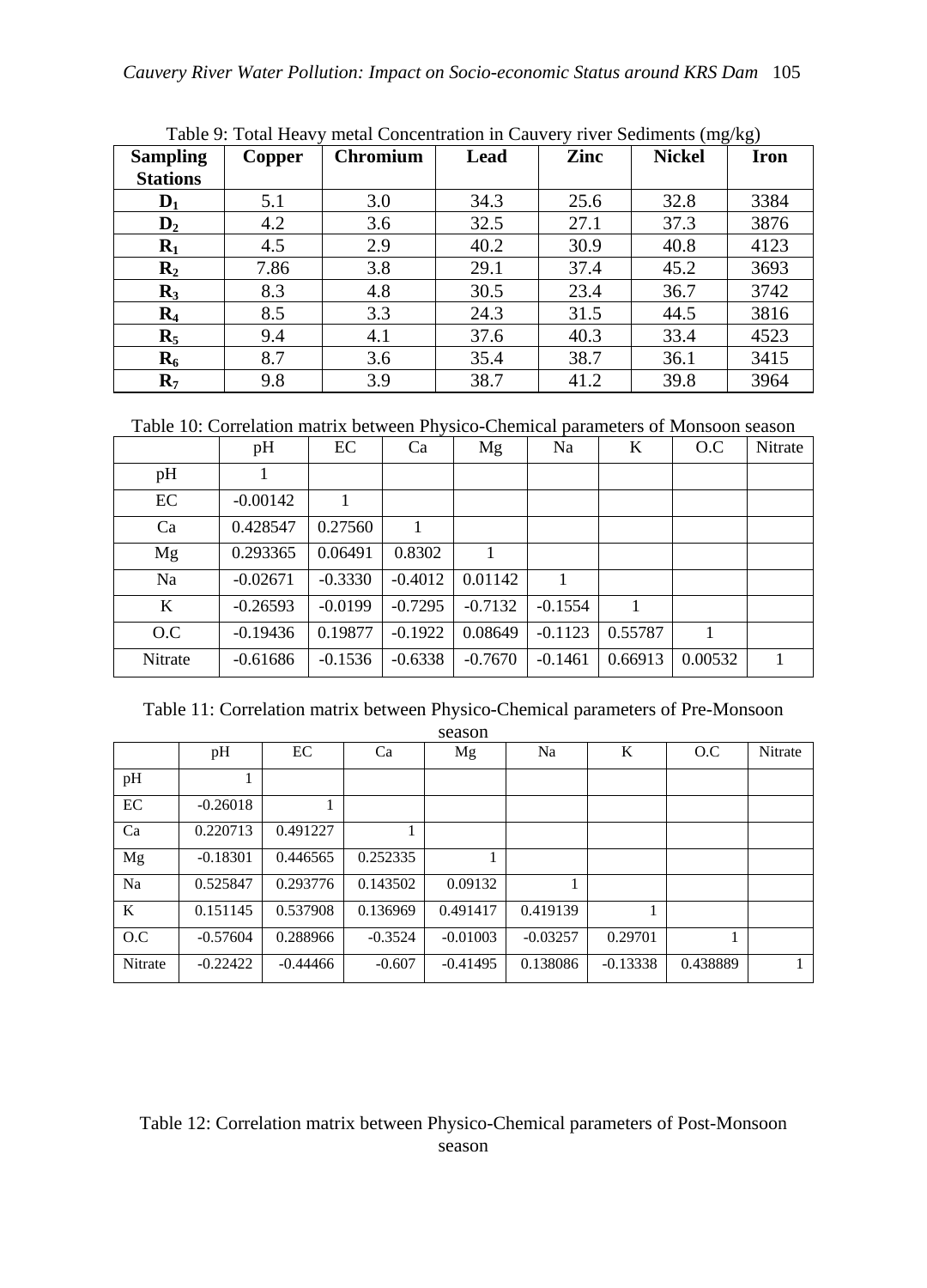Table 9: Total Heavy metal Concentration in Cauvery river Sediments (mg/kg)

| Sampling Stations | Copper | Chromium | Lead | Zinc | Nickel | Iron |
|---|---|---|---|---|---|---|
| $D_1$ | 5.1 | 3.0 | 34.3 | 25.6 | 32.8 | 3384 |
| $D_2$ | 4.2 | 3.6 | 32.5 | 27.1 | 37.3 | 3876 |
| $R_1$ | 4.5 | 2.9 | 40.2 | 30.9 | 40.8 | 4123 |
| $R_2$ | 7.86 | 3.8 | 29.1 | 37.4 | 45.2 | 3693 |
| $R_3$ | 8.3 | 4.8 | 30.5 | 23.4 | 36.7 | 3742 |
| $R_4$ | 8.5 | 3.3 | 24.3 | 31.5 | 44.5 | 3816 |
| $R_5$ | 9.4 | 4.1 | 37.6 | 40.3 | 33.4 | 4523 |
| $R_6$ | 8.7 | 3.6 | 35.4 | 38.7 | 36.1 | 3415 |
| $R_7$ | 9.8 | 3.9 | 38.7 | 41.2 | 39.8 | 3964 |

Table 10: Correlation matrix between Physico-Chemical parameters of Monsoon season

| | pH | EC | Ca | Mg | Na | K | O.C | Nitrate |
|---|---|---|---|---|---|---|---|---|
| pH | 1 | | | | | | | |
| EC | -0.00142 | 1 | | | | | | |
| Ca | 0.428547 | 0.27560 | 1 | | | | | |
| Mg | 0.293365 | 0.06491 | 0.8302 | 1 | | | | |
| Na | -0.02671 | -0.3330 | -0.4012 | 0.01142 | 1 | | | |
| K | -0.26593 | -0.0199 | -0.7295 | -0.7132 | -0.1554 | 1 | | |
| O.C | -0.19436 | 0.19877 | -0.1922 | 0.08649 | -0.1123 | 0.55787 | 1 | |
| Nitrate | -0.61686 | -0.1536 | -0.6338 | -0.7670 | -0.1461 | 0.66913 | 0.00532 | 1 |

Table 11: Correlation matrix between Physico-Chemical parameters of Pre-Monsoon season

| | pH | EC | Ca | Mg | Na | K | O.C | Nitrate |
|---|---|---|---|---|---|---|---|---|
| pH | 1 | | | | | | | |
| EC | -0.26018 | 1 | | | | | | |
| Ca | 0.220713 | 0.491227 | 1 | | | | | |
| Mg | -0.18301 | 0.446565 | 0.252335 | 1 | | | | |
| Na | 0.525847 | 0.293776 | 0.143502 | 0.09132 | 1 | | | |
| K | 0.151145 | 0.537908 | 0.136969 | 0.491417 | 0.419139 | 1 | | |
| O.C | -0.57604 | 0.288966 | -0.3524 | -0.01003 | -0.03257 | 0.29701 | 1 | |
| Nitrate | -0.22422 | -0.44466 | -0.607 | -0.41495 | 0.138086 | -0.13338 | 0.438889 | 1 |

Table 12: Correlation matrix between Physico-Chemical parameters of Post-Monsoon season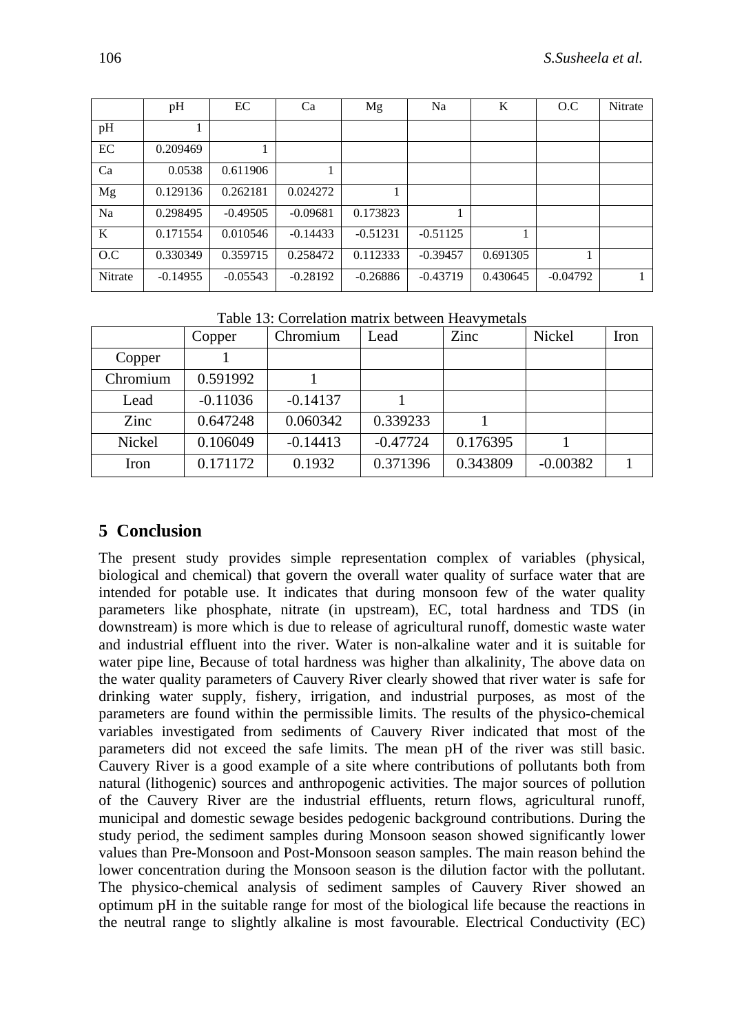|  | pH | EC | Ca | Mg | Na | K | O.C | Nitrate |
|---|---|---|---|---|---|---|---|---|
| pH | 1 |  |  |  |  |  |  |  |
| EC | 0.209469 | 1 |  |  |  |  |  |  |
| Ca | 0.0538 | 0.611906 | 1 |  |  |  |  |  |
| Mg | 0.129136 | 0.262181 | 0.024272 | 1 |  |  |  |  |
| Na | 0.298495 | -0.49505 | -0.09681 | 0.173823 | 1 |  |  |  |
| K | 0.171554 | 0.010546 | -0.14433 | -0.51231 | -0.51125 | 1 |  |  |
| O.C | 0.330349 | 0.359715 | 0.258472 | 0.112333 | -0.39457 | 0.691305 | 1 |  |
| Nitrate | -0.14955 | -0.05543 | -0.28192 | -0.26886 | -0.43719 | 0.430645 | -0.04792 | 1 |

Table 13: Correlation matrix between Heavymetals

|  | Copper | Chromium | Lead | Zinc | Nickel | Iron |
|---|---|---|---|---|---|---|
| Copper | 1 |  |  |  |  |  |
| Chromium | 0.591992 | 1 |  |  |  |  |
| Lead | -0.11036 | -0.14137 | 1 |  |  |  |
| Zinc | 0.647248 | 0.060342 | 0.339233 | 1 |  |  |
| Nickel | 0.106049 | -0.14413 | -0.47724 | 0.176395 | 1 |  |
| Iron | 0.171172 | 0.1932 | 0.371396 | 0.343809 | -0.00382 | 1 |

## 5 Conclusion

The present study provides simple representation complex of variables (physical, biological and chemical) that govern the overall water quality of surface water that are intended for potable use. It indicates that during monsoon few of the water quality parameters like phosphate, nitrate (in upstream), EC, total hardness and TDS (in downstream) is more which is due to release of agricultural runoff, domestic waste water and industrial effluent into the river. Water is non-alkaline water and it is suitable for water pipe line, Because of total hardness was higher than alkalinity, The above data on the water quality parameters of Cauvery River clearly showed that river water is safe for drinking water supply, fishery, irrigation, and industrial purposes, as most of the parameters are found within the permissible limits. The results of the physico-chemical variables investigated from sediments of Cauvery River indicated that most of the parameters did not exceed the safe limits. The mean pH of the river was still basic. Cauvery River is a good example of a site where contributions of pollutants both from natural (lithogenic) sources and anthropogenic activities. The major sources of pollution of the Cauvery River are the industrial effluents, return flows, agricultural runoff, municipal and domestic sewage besides pedogenic background contributions. During the study period, the sediment samples during Monsoon season showed significantly lower values than Pre-Monsoon and Post-Monsoon season samples. The main reason behind the lower concentration during the Monsoon season is the dilution factor with the pollutant. The physico-chemical analysis of sediment samples of Cauvery River showed an optimum pH in the suitable range for most of the biological life because the reactions in the neutral range to slightly alkaline is most favourable. Electrical Conductivity (EC)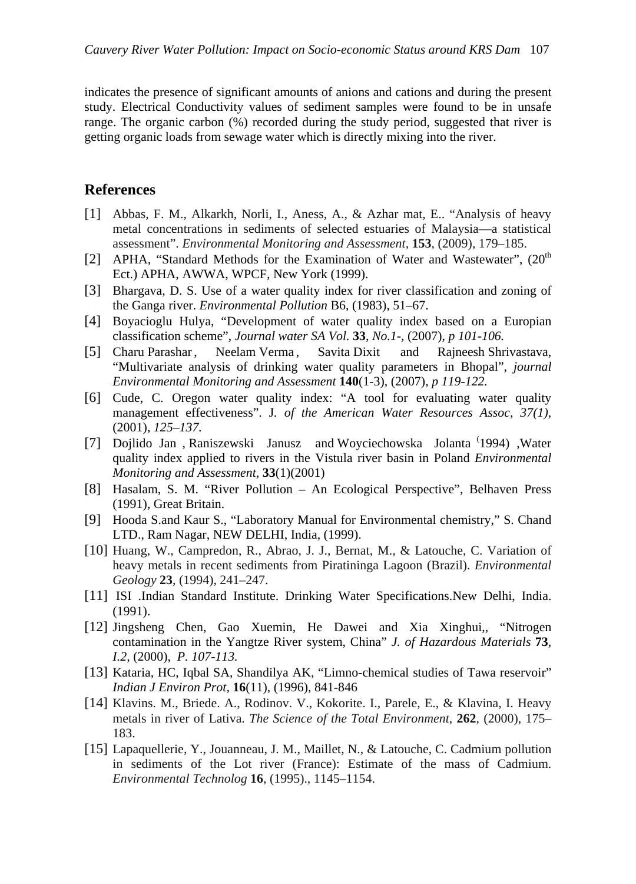indicates the presence of significant amounts of anions and cations and during the present study. Electrical Conductivity values of sediment samples were found to be in unsafe range. The organic carbon (%) recorded during the study period, suggested that river is getting organic loads from sewage water which is directly mixing into the river.

## References

[1] Abbas, F. M., Alkarkh, Norli, I., Aness, A., & Azhar mat, E.. "Analysis of heavy metal concentrations in sediments of selected estuaries of Malaysia—a statistical assessment". *Environmental Monitoring and Assessment*, **153**, (2009), 179–185.

[2] APHA, "Standard Methods for the Examination of Water and Wastewater", ($20^{th}$ Ect.) APHA, AWWA, WPCF, New York (1999).

[3] Bhargava, D. S. Use of a water quality index for river classification and zoning of the Ganga river. *Environmental Pollution* B6, (1983), 51–67.

[4] Boyacioglu Hulya, "Development of water quality index based on a Europian classification scheme", *Journal water SA Vol.* **33**, *No.1-*, (2007), *p 101-106.*

[5] Charu Parashar , Neelam Verma , Savita Dixit and Rajneesh Shrivastava, "Multivariate analysis of drinking water quality parameters in Bhopal", *journal Environmental Monitoring and Assessment* **140**(1-3), (2007), *p 119-122.*

[6] Cude, C. Oregon water quality index: "A tool for evaluating water quality management effectiveness". J. *of the American Water Resources Assoc, 37(1),* (2001), *125–137.*

[7] Dojlido Jan , Raniszewski Janusz and Woyciechowska Jolanta (1994) ,Water quality index applied to rivers in the Vistula river basin in Poland *Environmental Monitoring and Assessment*, **33**(1)(2001)

[8] Hasalam, S. M. "River Pollution – An Ecological Perspective", Belhaven Press (1991), Great Britain.

[9] Hooda S.and Kaur S., "Laboratory Manual for Environmental chemistry," S. Chand LTD., Ram Nagar, NEW DELHI, India, (1999).

[10] Huang, W., Campredon, R., Abrao, J. J., Bernat, M., & Latouche, C. Variation of heavy metals in recent sediments from Piratininga Lagoon (Brazil). *Environmental Geology* **23**, (1994), 241–247.

[11] ISI .Indian Standard Institute. Drinking Water Specifications.New Delhi, India. (1991).

[12] Jingsheng Chen, Gao Xuemin, He Dawei and Xia Xinghui,, "Nitrogen contamination in the Yangtze River system, China" *J. of Hazardous Materials* **73**, *I.2*, (2000), *P. 107-113.*

[13] Kataria, HC, Iqbal SA, Shandilya AK, "Limno-chemical studies of Tawa reservoir" *Indian J Environ Prot*, **16**(11), (1996), 841-846

[14] Klavins. M., Briede. A., Rodinov. V., Kokorite. I., Parele, E., & Klavina, I. Heavy metals in river of Lativa. *The Science of the Total Environment*, **262**, (2000), 175–183.

[15] Lapaquellerie, Y., Jouanneau, J. M., Maillet, N., & Latouche, C. Cadmium pollution in sediments of the Lot river (France): Estimate of the mass of Cadmium. *Environmental Technolog* **16**, (1995)., 1145–1154.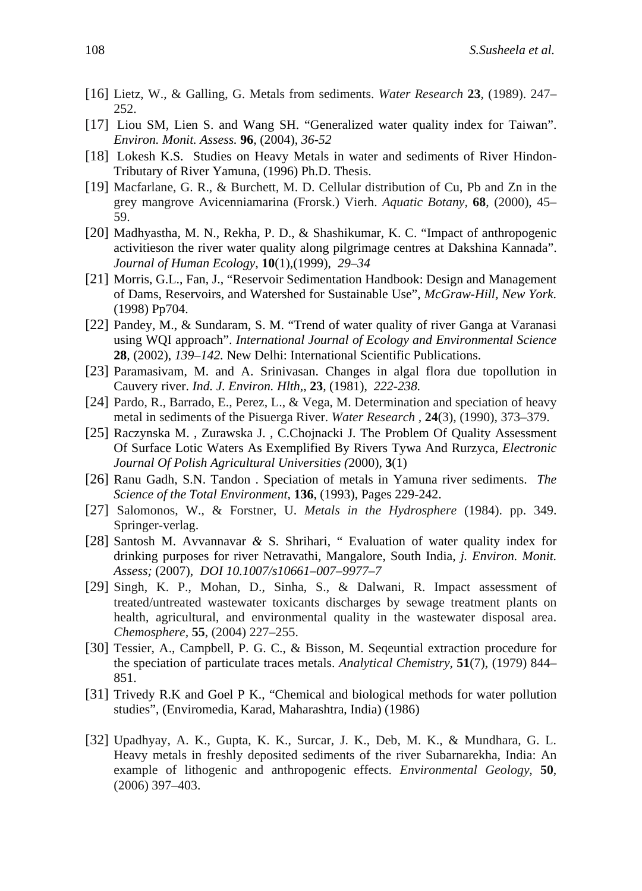[16] Lietz, W., & Galling, G. Metals from sediments. *Water Research* **23**, (1989). 247–252.

[17] Liou SM, Lien S. and Wang SH. "Generalized water quality index for Taiwan". *Environ. Monit. Assess.* **96**, (2004), *36-52*

[18] Lokesh K.S. Studies on Heavy Metals in water and sediments of River Hindon-Tributary of River Yamuna, (1996) Ph.D. Thesis.

[19] Macfarlane, G. R., & Burchett, M. D. Cellular distribution of Cu, Pb and Zn in the grey mangrove Avicenniamarina (Frorsk.) Vierh. *Aquatic Botany*, **68**, (2000), 45–59.

[20] Madhyastha, M. N., Rekha, P. D., & Shashikumar, K. C. "Impact of anthropogenic activitieson the river water quality along pilgrimage centres at Dakshina Kannada". *Journal of Human Ecology*, **10**(1),(1999), *29–34*

[21] Morris, G.L., Fan, J., "Reservoir Sedimentation Handbook: Design and Management of Dams, Reservoirs, and Watershed for Sustainable Use", *McGraw-Hill, New York*. (1998) Pp704.

[22] Pandey, M., & Sundaram, S. M. "Trend of water quality of river Ganga at Varanasi using WQI approach". *International Journal of Ecology and Environmental Science* **28**, (2002), *139–142.* New Delhi: International Scientific Publications.

[23] Paramasivam, M. and A. Srinivasan. Changes in algal flora due topollution in Cauvery river. *Ind. J. Environ. Hlth,*, **23**, (1981), *222-238.*

[24] Pardo, R., Barrado, E., Perez, L., & Vega, M. Determination and speciation of heavy metal in sediments of the Pisuerga River. *Water Research* , **24**(3), (1990), 373–379.

[25] Raczynska M. , Zurawska J. , C.Chojnacki J. The Problem Of Quality Assessment Of Surface Lotic Waters As Exemplified By Rivers Tywa And Rurzyca, *Electronic Journal Of Polish Agricultural Universities (*2000), **3**(1)

[26] Ranu Gadh, S.N. Tandon . Speciation of metals in Yamuna river sediments. *The Science of the Total Environment*, **136**, (1993), Pages 229-242.

[27] Salomonos, W., & Forstner, U. *Metals in the Hydrosphere* (1984). pp. 349. Springer-verlag.

[28] Santosh M. Avvannavar *&* S. Shrihari, " Evaluation of water quality index for drinking purposes for river Netravathi, Mangalore, South India, *j. Environ. Monit. Assess;* (2007), *DOI 10.1007/s10661–007–9977–7*

[29] Singh, K. P., Mohan, D., Sinha, S., & Dalwani, R. Impact assessment of treated/untreated wastewater toxicants discharges by sewage treatment plants on health, agricultural, and environmental quality in the wastewater disposal area. *Chemosphere*, **55**, (2004) 227–255.

[30] Tessier, A., Campbell, P. G. C., & Bisson, M. Seqeuntial extraction procedure for the speciation of particulate traces metals. *Analytical Chemistry,* **51**(7), (1979) 844–851.

[31] Trivedy R.K and Goel P K., "Chemical and biological methods for water pollution studies", (Enviromedia, Karad, Maharashtra, India) (1986)

[32] Upadhyay, A. K., Gupta, K. K., Surcar, J. K., Deb, M. K., & Mundhara, G. L. Heavy metals in freshly deposited sediments of the river Subarnarekha, India: An example of lithogenic and anthropogenic effects. *Environmental Geology*, **50**, (2006) 397–403.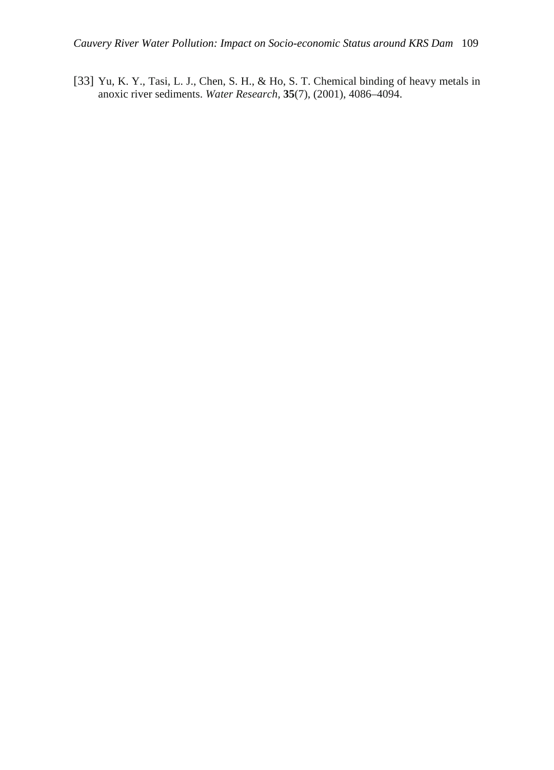[33] Yu, K. Y., Tasi, L. J., Chen, S. H., & Ho, S. T. Chemical binding of heavy metals in anoxic river sediments. *Water Research,* **35**(7), (2001), 4086–4094.